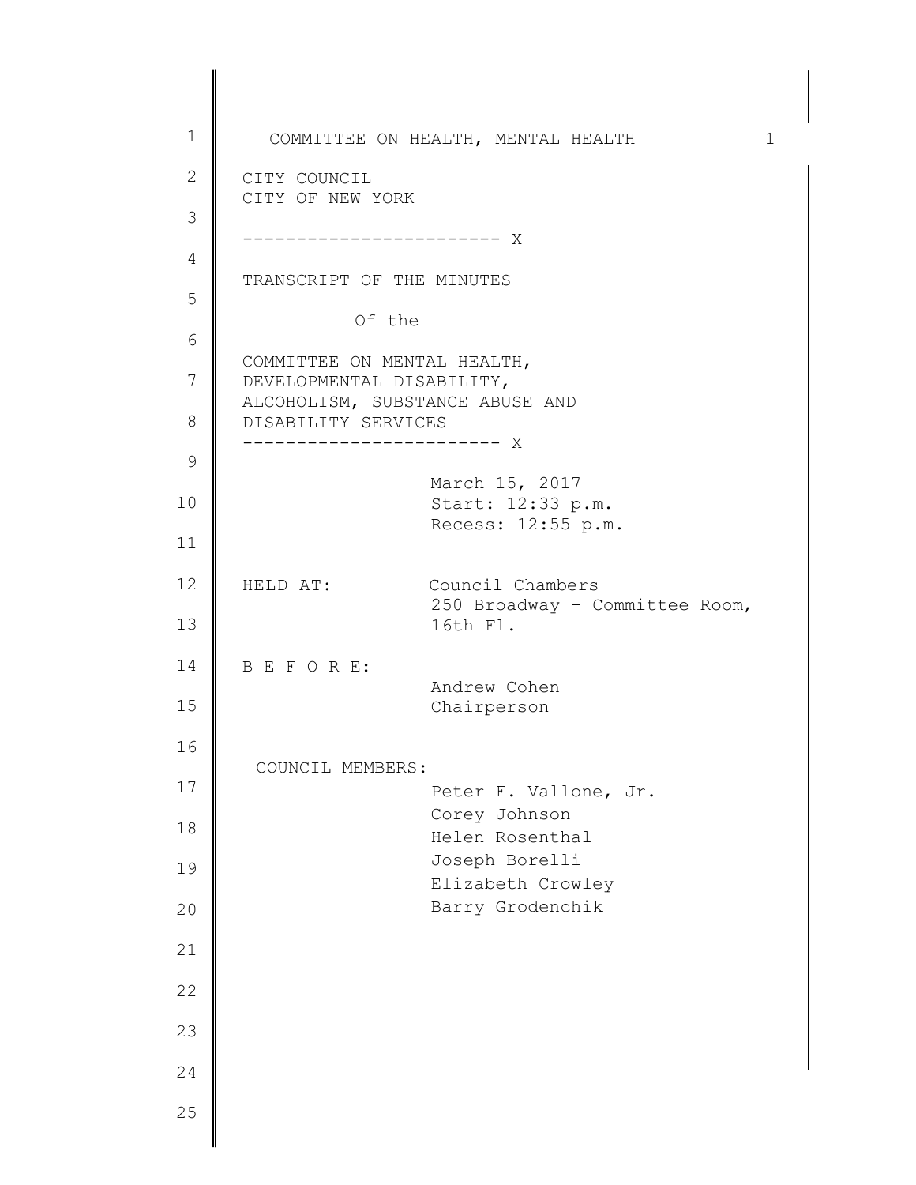CITY COUNCIL
CITY OF NEW YORK

------------------------ X

TRANSCRIPT OF THE MINUTES

Of the

COMMITTEE ON MENTAL HEALTH,
DEVELOPMENTAL DISABILITY,
ALCOHOLISM, SUBSTANCE ABUSE AND
DISABILITY SERVICES

------------------------ X

March 15, 2017
Start: 12:33 p.m.
Recess: 12:55 p.m.

HELD AT: Council Chambers
250 Broadway – Committee Room,
16th Fl.

B E F O R E:
Andrew Cohen
Chairperson

COUNCIL MEMBERS:
Peter F. Vallone, Jr.
Corey Johnson
Helen Rosenthal
Joseph Borelli
Elizabeth Crowley
Barry Grodenchik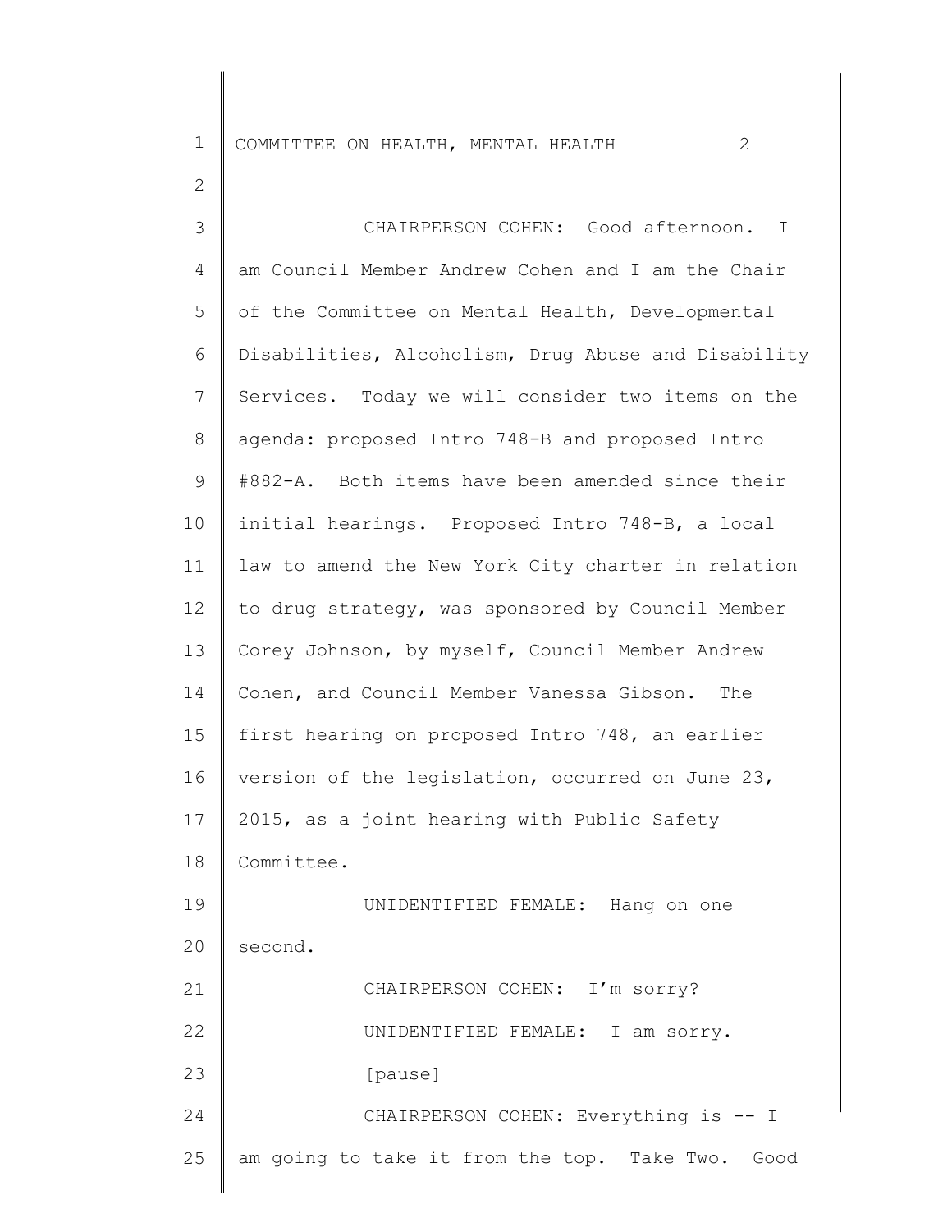CHAIRPERSON COHEN: Good afternoon. I am Council Member Andrew Cohen and I am the Chair of the Committee on Mental Health, Developmental Disabilities, Alcoholism, Drug Abuse and Disability Services. Today we will consider two items on the agenda: proposed Intro 748-B and proposed Intro #882-A. Both items have been amended since their initial hearings. Proposed Intro 748-B, a local law to amend the New York City charter in relation to drug strategy, was sponsored by Council Member Corey Johnson, by myself, Council Member Andrew Cohen, and Council Member Vanessa Gibson. The first hearing on proposed Intro 748, an earlier version of the legislation, occurred on June 23, 2015, as a joint hearing with Public Safety Committee.

UNIDENTIFIED FEMALE: Hang on one second.

CHAIRPERSON COHEN: I'm sorry?

UNIDENTIFIED FEMALE: I am sorry.

[pause]

CHAIRPERSON COHEN: Everything is -- I am going to take it from the top. Take Two. Good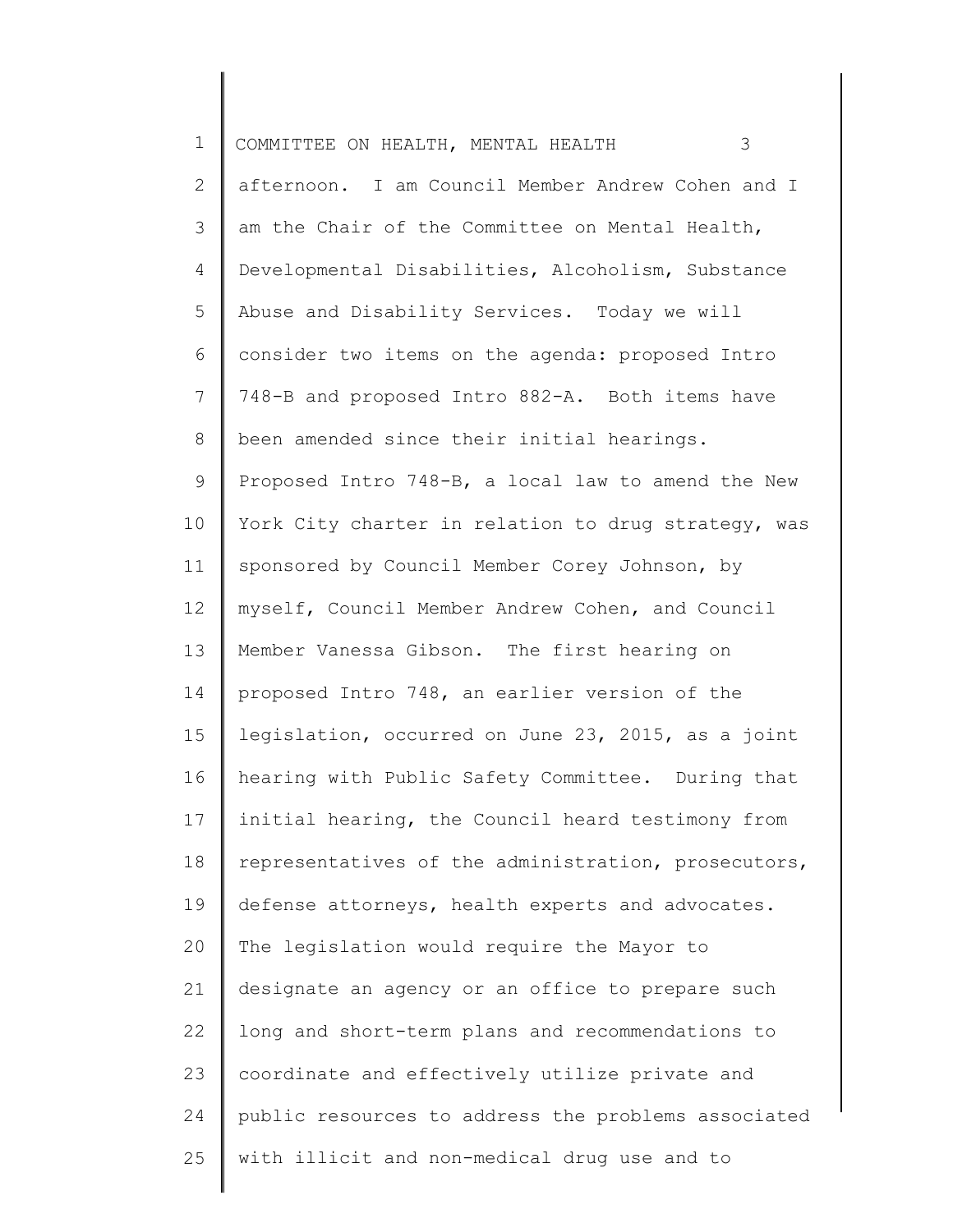afternoon. I am Council Member Andrew Cohen and I am the Chair of the Committee on Mental Health, Developmental Disabilities, Alcoholism, Substance Abuse and Disability Services. Today we will consider two items on the agenda: proposed Intro 748-B and proposed Intro 882-A. Both items have been amended since their initial hearings. Proposed Intro 748-B, a local law to amend the New York City charter in relation to drug strategy, was sponsored by Council Member Corey Johnson, by myself, Council Member Andrew Cohen, and Council Member Vanessa Gibson. The first hearing on proposed Intro 748, an earlier version of the legislation, occurred on June 23, 2015, as a joint hearing with Public Safety Committee. During that initial hearing, the Council heard testimony from representatives of the administration, prosecutors, defense attorneys, health experts and advocates. The legislation would require the Mayor to designate an agency or an office to prepare such long and short-term plans and recommendations to coordinate and effectively utilize private and public resources to address the problems associated with illicit and non-medical drug use and to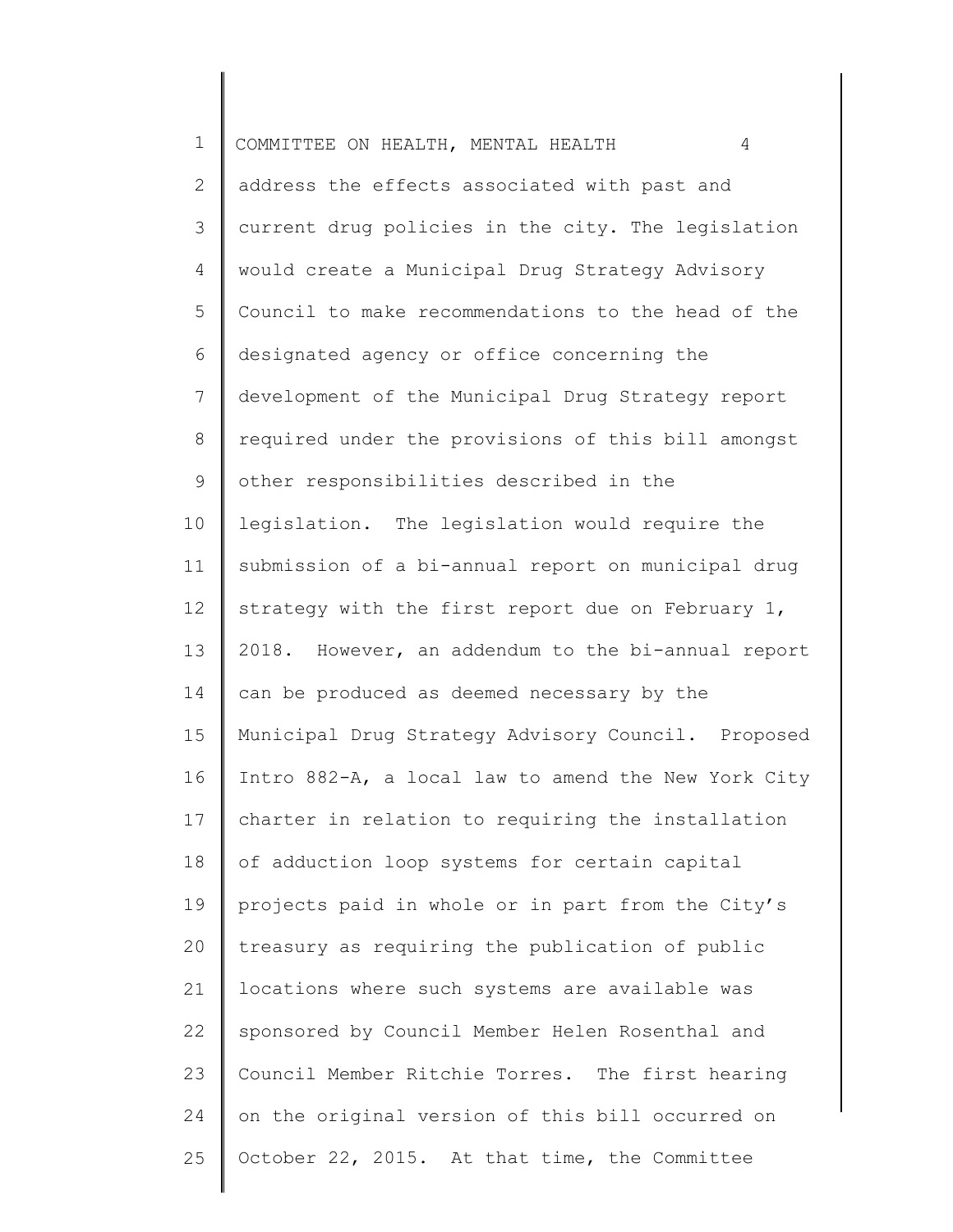address the effects associated with past and current drug policies in the city. The legislation would create a Municipal Drug Strategy Advisory Council to make recommendations to the head of the designated agency or office concerning the development of the Municipal Drug Strategy report required under the provisions of this bill amongst other responsibilities described in the legislation. The legislation would require the submission of a bi-annual report on municipal drug strategy with the first report due on February 1, 2018. However, an addendum to the bi-annual report can be produced as deemed necessary by the Municipal Drug Strategy Advisory Council. Proposed Intro 882-A, a local law to amend the New York City charter in relation to requiring the installation of adduction loop systems for certain capital projects paid in whole or in part from the City's treasury as requiring the publication of public locations where such systems are available was sponsored by Council Member Helen Rosenthal and Council Member Ritchie Torres. The first hearing on the original version of this bill occurred on October 22, 2015. At that time, the Committee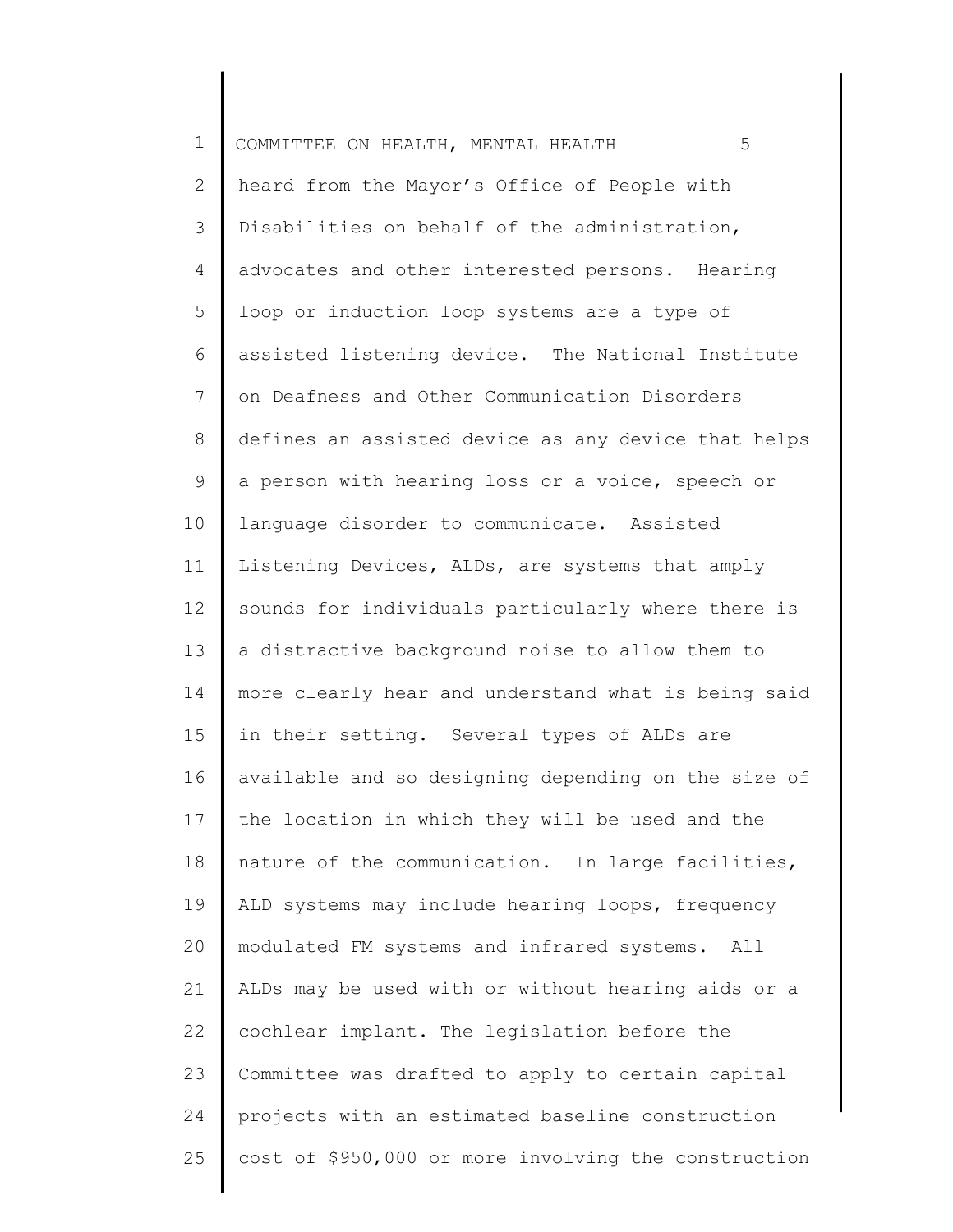heard from the Mayor's Office of People with Disabilities on behalf of the administration, advocates and other interested persons. Hearing loop or induction loop systems are a type of assisted listening device. The National Institute on Deafness and Other Communication Disorders defines an assisted device as any device that helps a person with hearing loss or a voice, speech or language disorder to communicate. Assisted Listening Devices, ALDs, are systems that amply sounds for individuals particularly where there is a distractive background noise to allow them to more clearly hear and understand what is being said in their setting. Several types of ALDs are available and so designing depending on the size of the location in which they will be used and the nature of the communication. In large facilities, ALD systems may include hearing loops, frequency modulated FM systems and infrared systems. All ALDs may be used with or without hearing aids or a cochlear implant. The legislation before the Committee was drafted to apply to certain capital projects with an estimated baseline construction cost of $950,000 or more involving the construction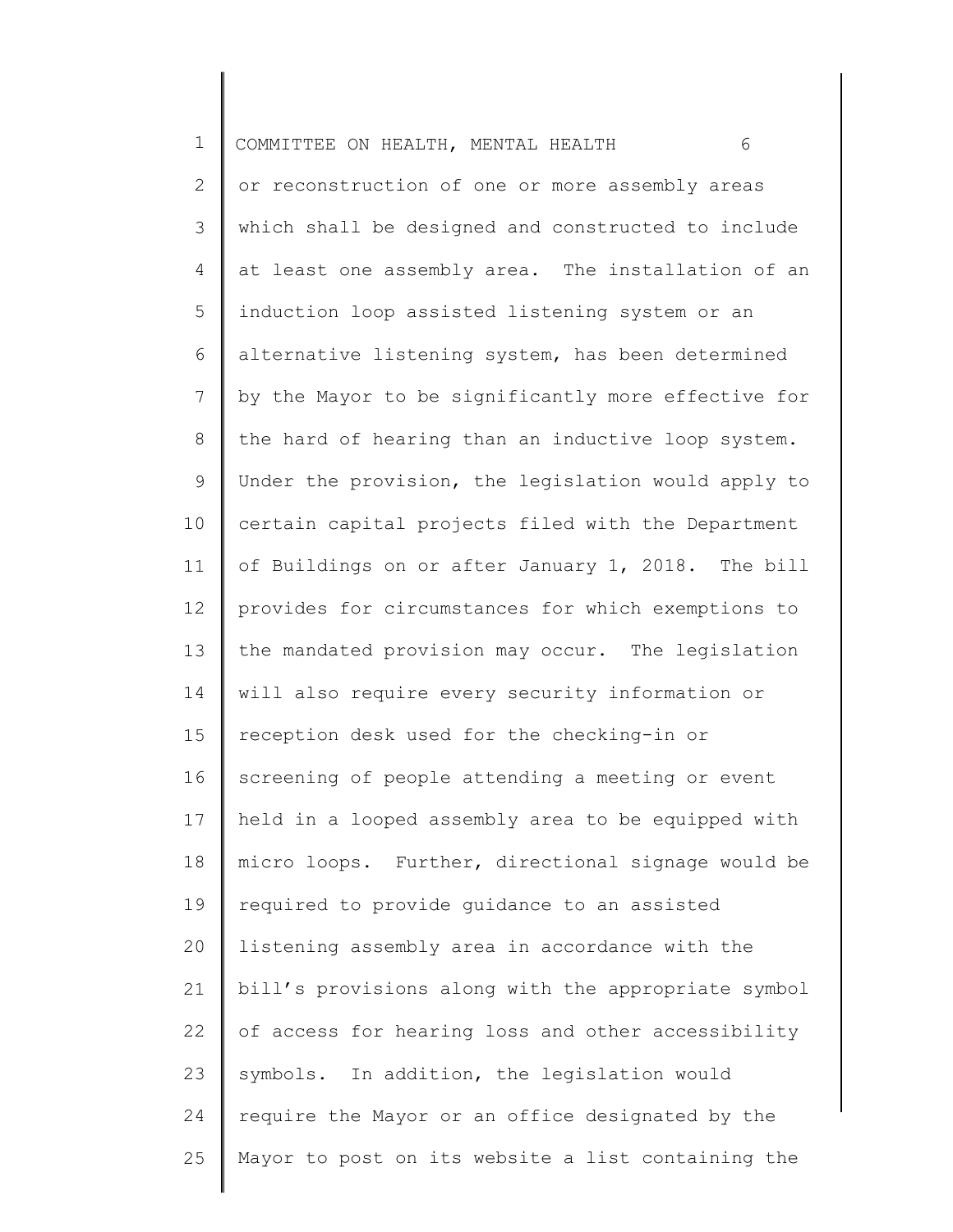or reconstruction of one or more assembly areas which shall be designed and constructed to include at least one assembly area. The installation of an induction loop assisted listening system or an alternative listening system, has been determined by the Mayor to be significantly more effective for the hard of hearing than an inductive loop system. Under the provision, the legislation would apply to certain capital projects filed with the Department of Buildings on or after January 1, 2018. The bill provides for circumstances for which exemptions to the mandated provision may occur. The legislation will also require every security information or reception desk used for the checking-in or screening of people attending a meeting or event held in a looped assembly area to be equipped with micro loops. Further, directional signage would be required to provide guidance to an assisted listening assembly area in accordance with the bill's provisions along with the appropriate symbol of access for hearing loss and other accessibility symbols. In addition, the legislation would require the Mayor or an office designated by the Mayor to post on its website a list containing the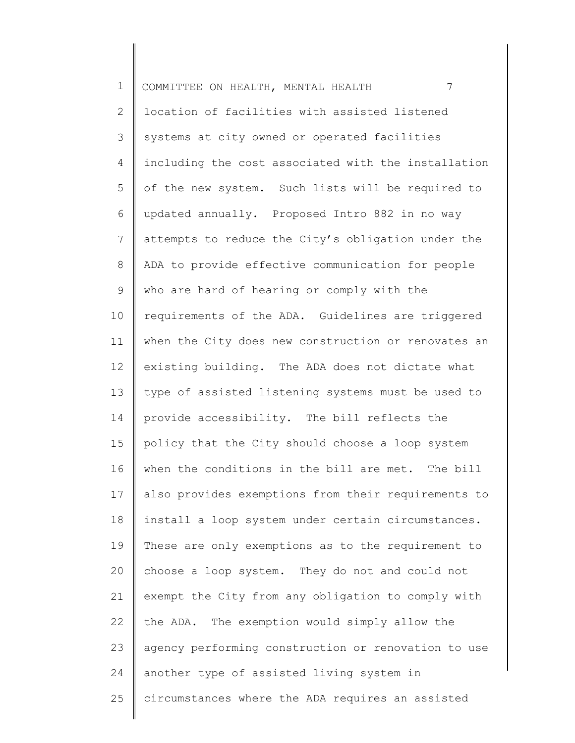location of facilities with assisted listened systems at city owned or operated facilities including the cost associated with the installation of the new system. Such lists will be required to updated annually. Proposed Intro 882 in no way attempts to reduce the City's obligation under the ADA to provide effective communication for people who are hard of hearing or comply with the requirements of the ADA. Guidelines are triggered when the City does new construction or renovates an existing building. The ADA does not dictate what type of assisted listening systems must be used to provide accessibility. The bill reflects the policy that the City should choose a loop system when the conditions in the bill are met. The bill also provides exemptions from their requirements to install a loop system under certain circumstances. These are only exemptions as to the requirement to choose a loop system. They do not and could not exempt the City from any obligation to comply with the ADA. The exemption would simply allow the agency performing construction or renovation to use another type of assisted living system in circumstances where the ADA requires an assisted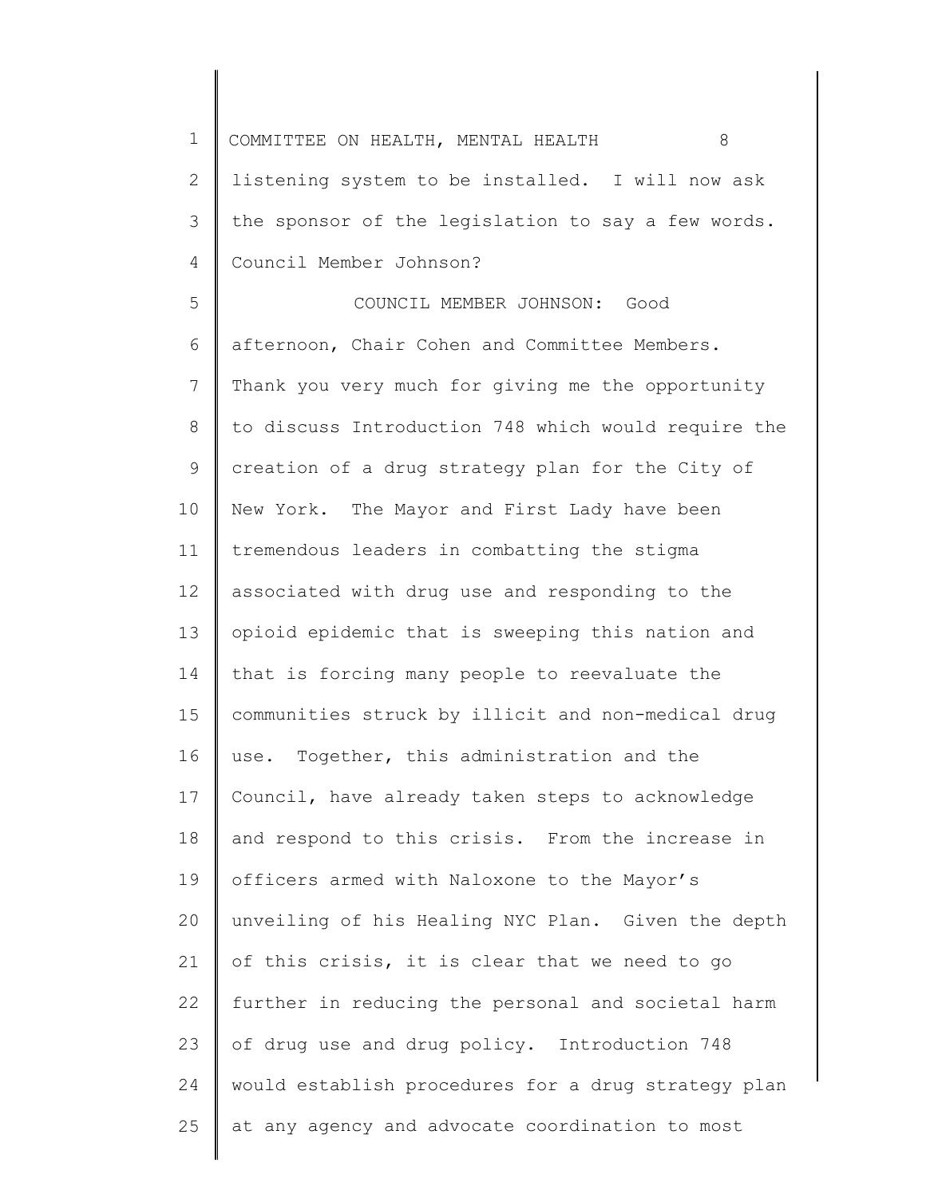listening system to be installed. I will now ask the sponsor of the legislation to say a few words. Council Member Johnson?

COUNCIL MEMBER JOHNSON: Good afternoon, Chair Cohen and Committee Members. Thank you very much for giving me the opportunity to discuss Introduction 748 which would require the creation of a drug strategy plan for the City of New York. The Mayor and First Lady have been tremendous leaders in combatting the stigma associated with drug use and responding to the opioid epidemic that is sweeping this nation and that is forcing many people to reevaluate the communities struck by illicit and non-medical drug use. Together, this administration and the Council, have already taken steps to acknowledge and respond to this crisis. From the increase in officers armed with Naloxone to the Mayor's unveiling of his Healing NYC Plan. Given the depth of this crisis, it is clear that we need to go further in reducing the personal and societal harm of drug use and drug policy. Introduction 748 would establish procedures for a drug strategy plan at any agency and advocate coordination to most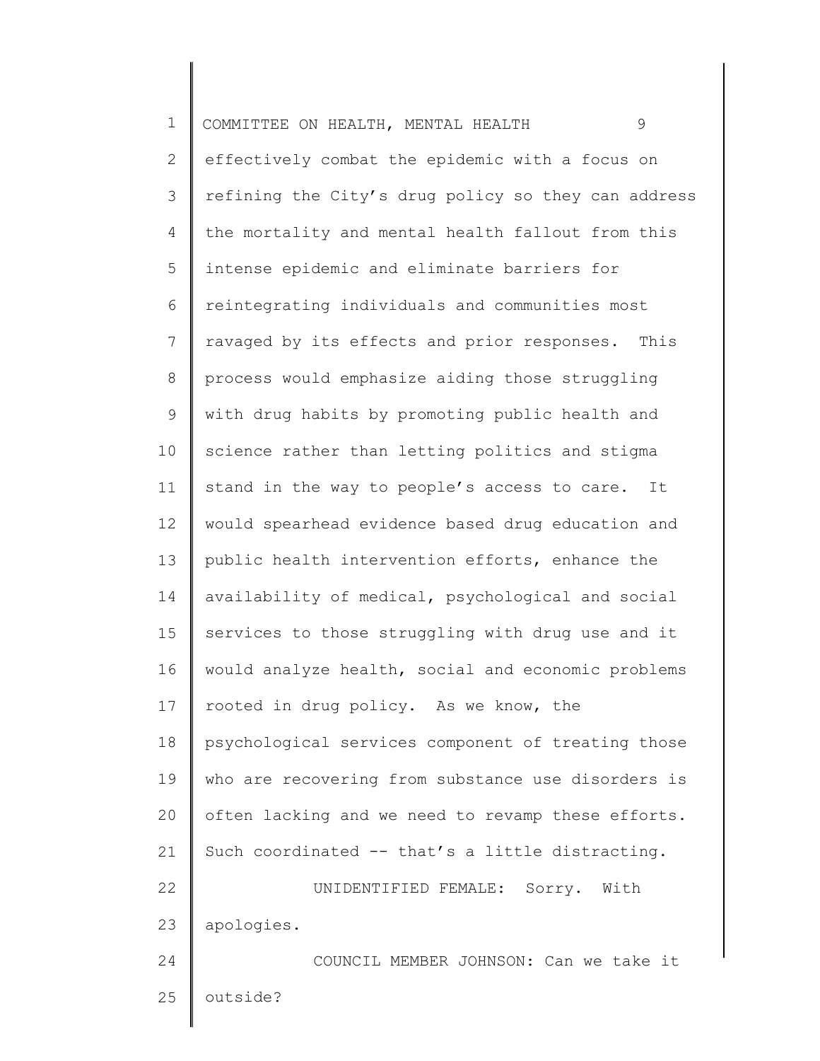effectively combat the epidemic with a focus on refining the City's drug policy so they can address the mortality and mental health fallout from this intense epidemic and eliminate barriers for reintegrating individuals and communities most ravaged by its effects and prior responses. This process would emphasize aiding those struggling with drug habits by promoting public health and science rather than letting politics and stigma stand in the way to people's access to care. It would spearhead evidence based drug education and public health intervention efforts, enhance the availability of medical, psychological and social services to those struggling with drug use and it would analyze health, social and economic problems rooted in drug policy. As we know, the psychological services component of treating those who are recovering from substance use disorders is often lacking and we need to revamp these efforts. Such coordinated -- that's a little distracting.

UNIDENTIFIED FEMALE: Sorry. With apologies.

COUNCIL MEMBER JOHNSON: Can we take it outside?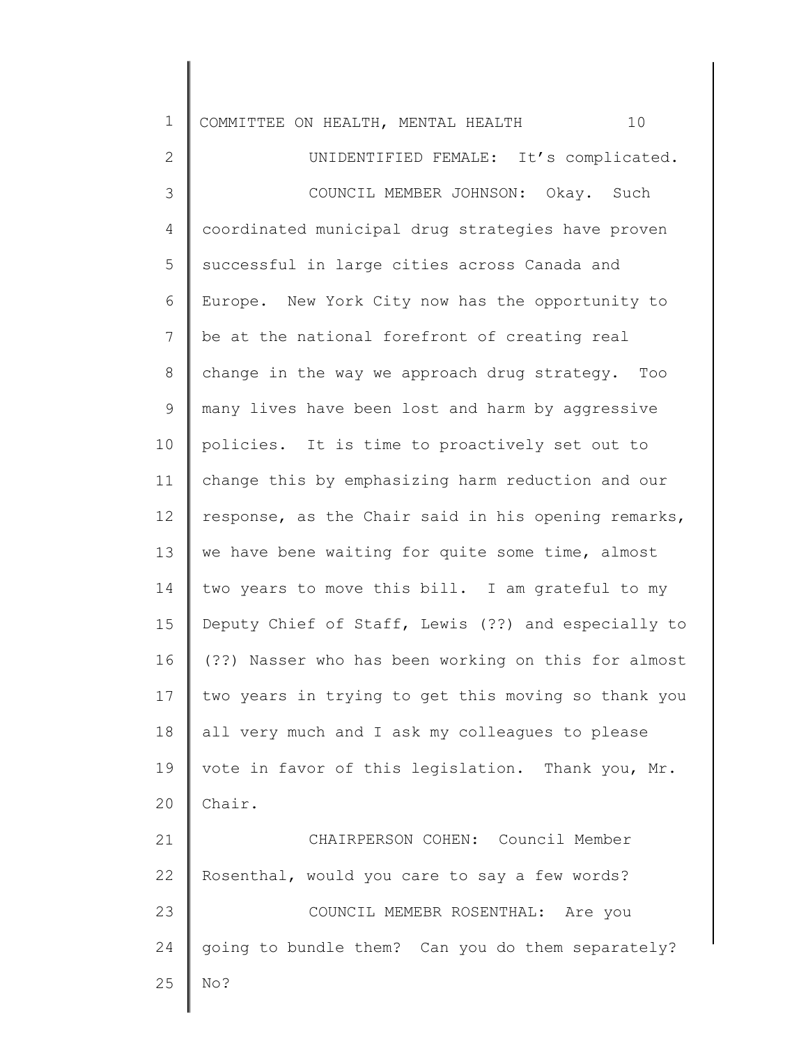UNIDENTIFIED FEMALE: It's complicated.

COUNCIL MEMBER JOHNSON: Okay. Such coordinated municipal drug strategies have proven successful in large cities across Canada and Europe. New York City now has the opportunity to be at the national forefront of creating real change in the way we approach drug strategy. Too many lives have been lost and harm by aggressive policies. It is time to proactively set out to change this by emphasizing harm reduction and our response, as the Chair said in his opening remarks, we have bene waiting for quite some time, almost two years to move this bill. I am grateful to my Deputy Chief of Staff, Lewis (??) and especially to (??) Nasser who has been working on this for almost two years in trying to get this moving so thank you all very much and I ask my colleagues to please vote in favor of this legislation. Thank you, Mr. Chair.

CHAIRPERSON COHEN: Council Member Rosenthal, would you care to say a few words?

COUNCIL MEMEBR ROSENTHAL: Are you going to bundle them? Can you do them separately? No?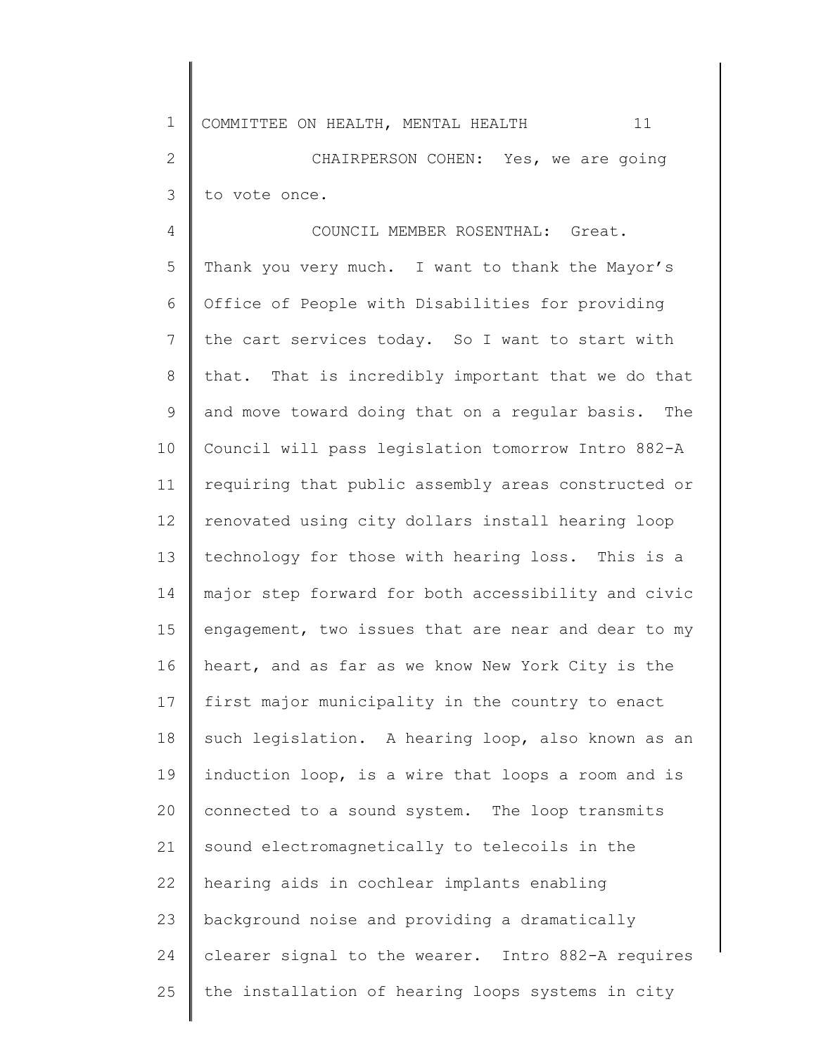CHAIRPERSON COHEN: Yes, we are going to vote once.

COUNCIL MEMBER ROSENTHAL: Great. Thank you very much. I want to thank the Mayor's Office of People with Disabilities for providing the cart services today. So I want to start with that. That is incredibly important that we do that and move toward doing that on a regular basis. The Council will pass legislation tomorrow Intro 882-A requiring that public assembly areas constructed or renovated using city dollars install hearing loop technology for those with hearing loss. This is a major step forward for both accessibility and civic engagement, two issues that are near and dear to my heart, and as far as we know New York City is the first major municipality in the country to enact such legislation. A hearing loop, also known as an induction loop, is a wire that loops a room and is connected to a sound system. The loop transmits sound electromagnetically to telecoils in the hearing aids in cochlear implants enabling background noise and providing a dramatically clearer signal to the wearer. Intro 882-A requires the installation of hearing loops systems in city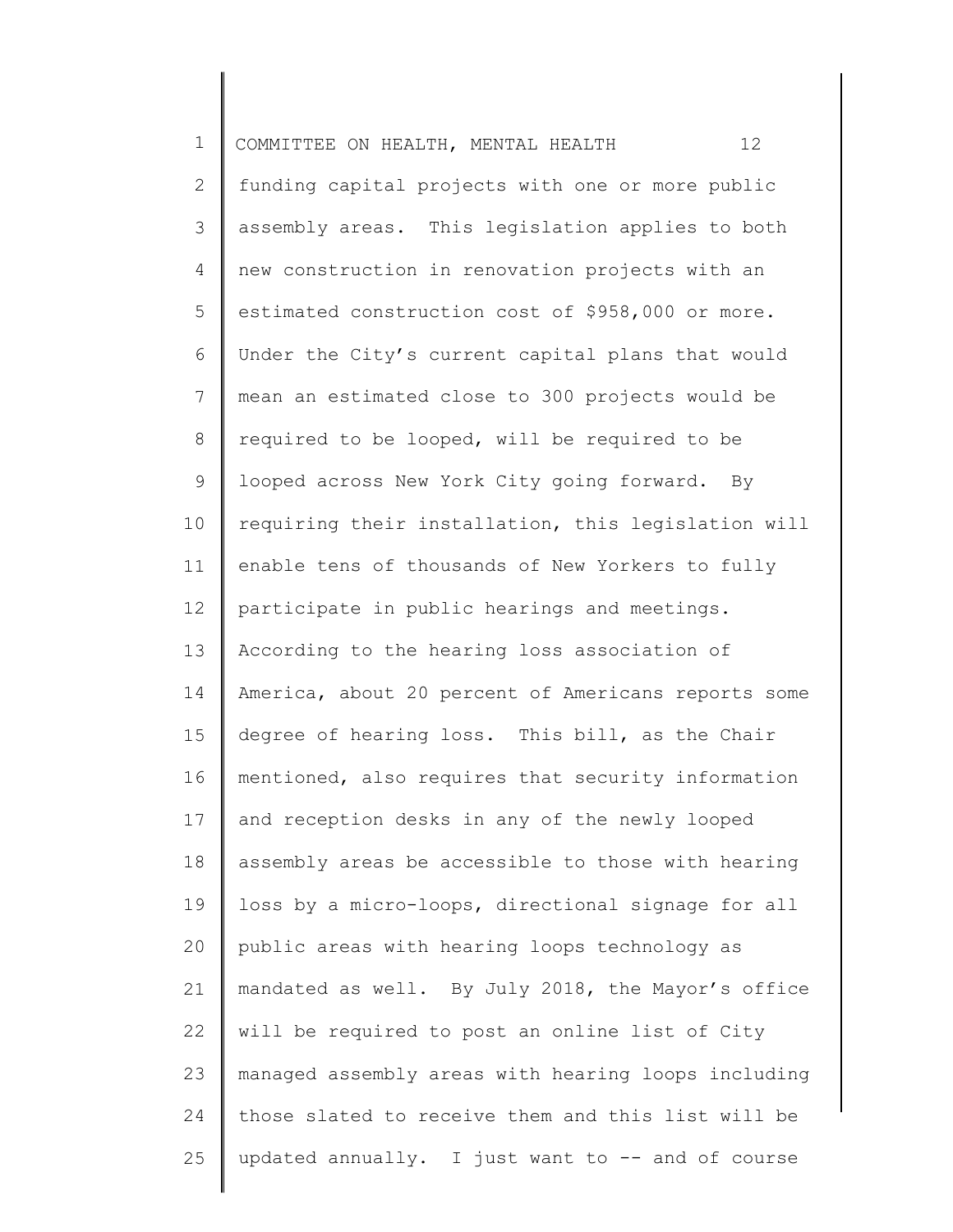funding capital projects with one or more public assembly areas. This legislation applies to both new construction in renovation projects with an estimated construction cost of $958,000 or more. Under the City's current capital plans that would mean an estimated close to 300 projects would be required to be looped, will be required to be looped across New York City going forward. By requiring their installation, this legislation will enable tens of thousands of New Yorkers to fully participate in public hearings and meetings. According to the hearing loss association of America, about 20 percent of Americans reports some degree of hearing loss. This bill, as the Chair mentioned, also requires that security information and reception desks in any of the newly looped assembly areas be accessible to those with hearing loss by a micro-loops, directional signage for all public areas with hearing loops technology as mandated as well. By July 2018, the Mayor's office will be required to post an online list of City managed assembly areas with hearing loops including those slated to receive them and this list will be updated annually. I just want to -- and of course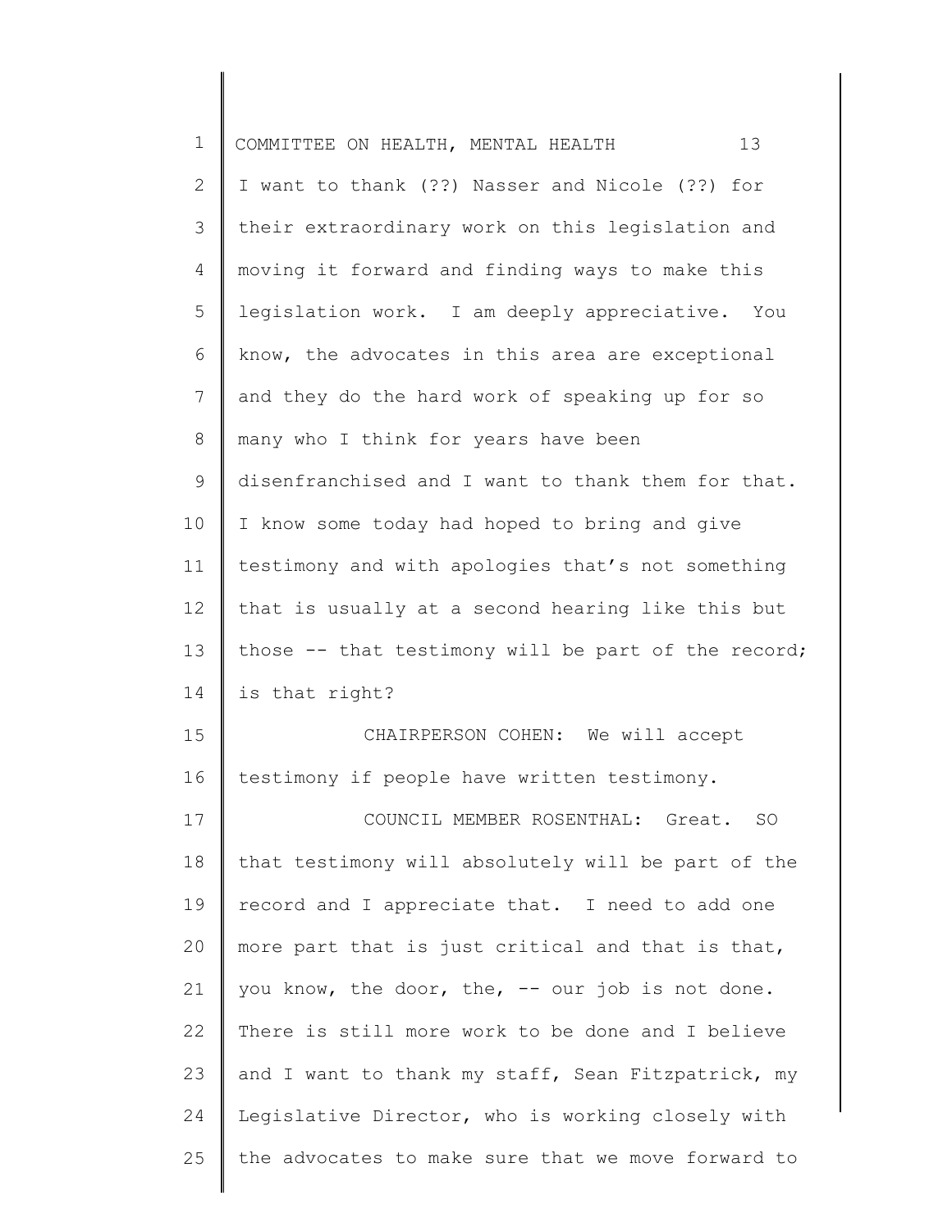I want to thank (??) Nasser and Nicole (??) for their extraordinary work on this legislation and moving it forward and finding ways to make this legislation work. I am deeply appreciative. You know, the advocates in this area are exceptional and they do the hard work of speaking up for so many who I think for years have been disenfranchised and I want to thank them for that. I know some today had hoped to bring and give testimony and with apologies that's not something that is usually at a second hearing like this but those -- that testimony will be part of the record; is that right?

CHAIRPERSON COHEN: We will accept testimony if people have written testimony.

COUNCIL MEMBER ROSENTHAL: Great. SO that testimony will absolutely will be part of the record and I appreciate that. I need to add one more part that is just critical and that is that, you know, the door, the, -- our job is not done. There is still more work to be done and I believe and I want to thank my staff, Sean Fitzpatrick, my Legislative Director, who is working closely with the advocates to make sure that we move forward to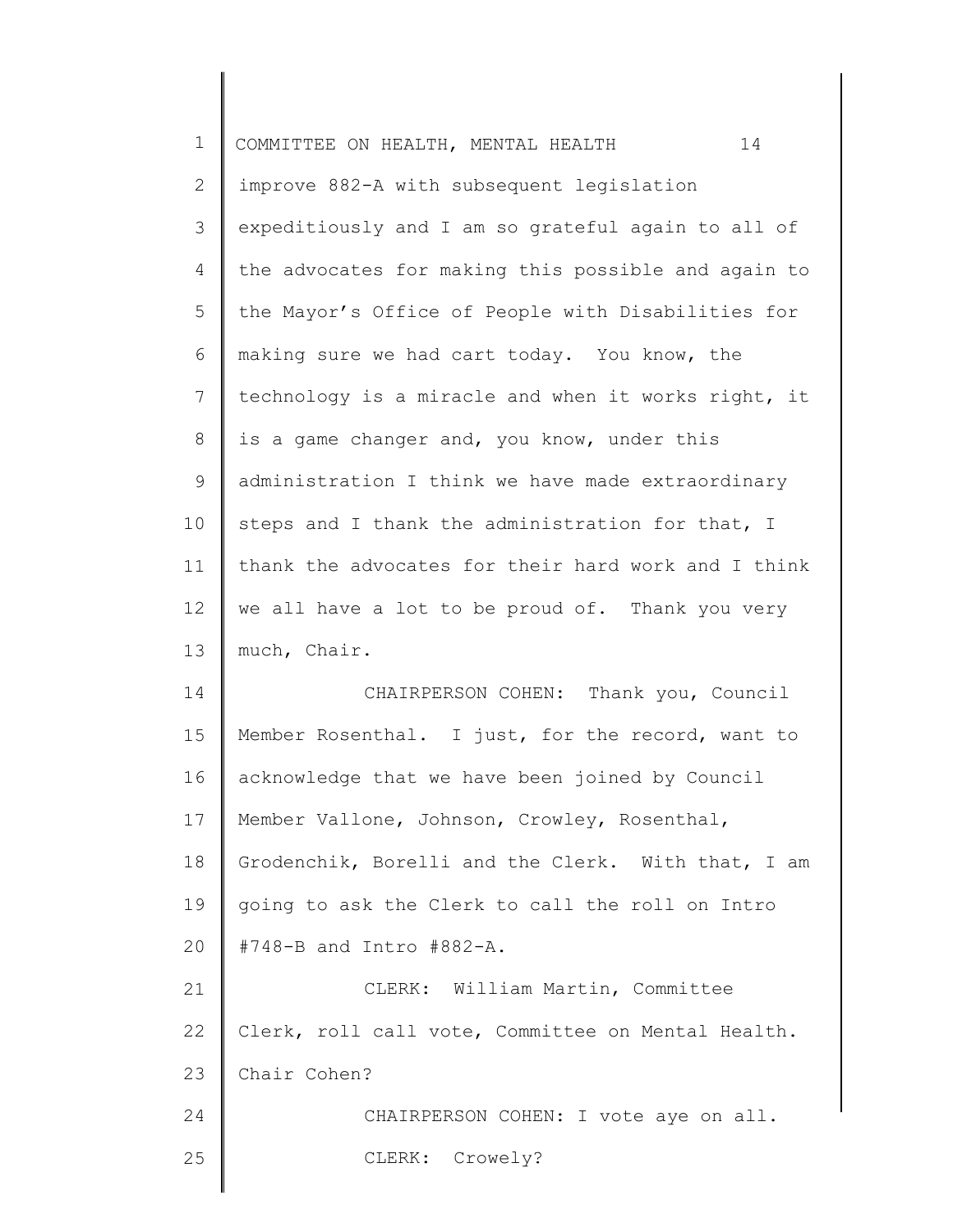improve 882-A with subsequent legislation expeditiously and I am so grateful again to all of the advocates for making this possible and again to the Mayor's Office of People with Disabilities for making sure we had cart today. You know, the technology is a miracle and when it works right, it is a game changer and, you know, under this administration I think we have made extraordinary steps and I thank the administration for that, I thank the advocates for their hard work and I think we all have a lot to be proud of. Thank you very much, Chair.

CHAIRPERSON COHEN: Thank you, Council Member Rosenthal. I just, for the record, want to acknowledge that we have been joined by Council Member Vallone, Johnson, Crowley, Rosenthal, Grodenchik, Borelli and the Clerk. With that, I am going to ask the Clerk to call the roll on Intro #748-B and Intro #882-A.

CLERK: William Martin, Committee Clerk, roll call vote, Committee on Mental Health. Chair Cohen?

CHAIRPERSON COHEN: I vote aye on all.

CLERK: Crowely?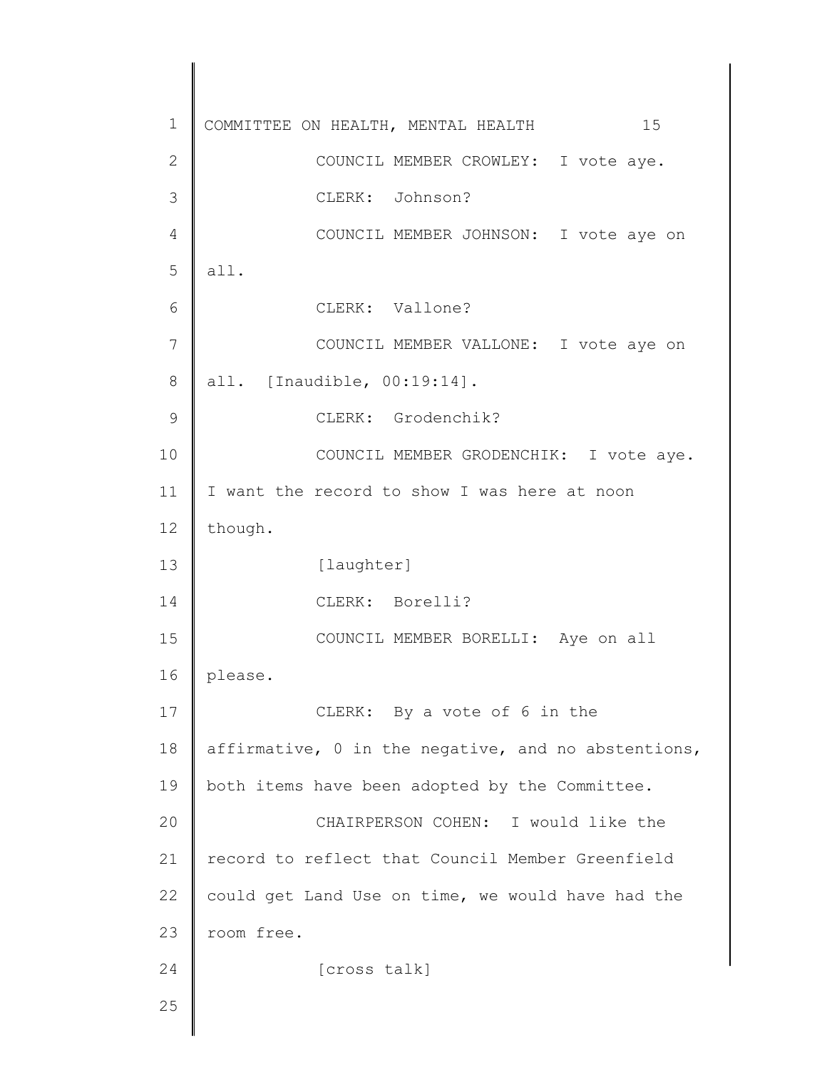COUNCIL MEMBER CROWLEY: I vote aye.

CLERK: Johnson?

COUNCIL MEMBER JOHNSON: I vote aye on all.

CLERK: Vallone?

COUNCIL MEMBER VALLONE: I vote aye on all. [Inaudible, 00:19:14].

CLERK: Grodenchik?

COUNCIL MEMBER GRODENCHIK: I vote aye. I want the record to show I was here at noon though.

[laughter]

CLERK: Borelli?

COUNCIL MEMBER BORELLI: Aye on all please.

CLERK: By a vote of 6 in the affirmative, 0 in the negative, and no abstentions, both items have been adopted by the Committee.

CHAIRPERSON COHEN: I would like the record to reflect that Council Member Greenfield could get Land Use on time, we would have had the room free.

[cross talk]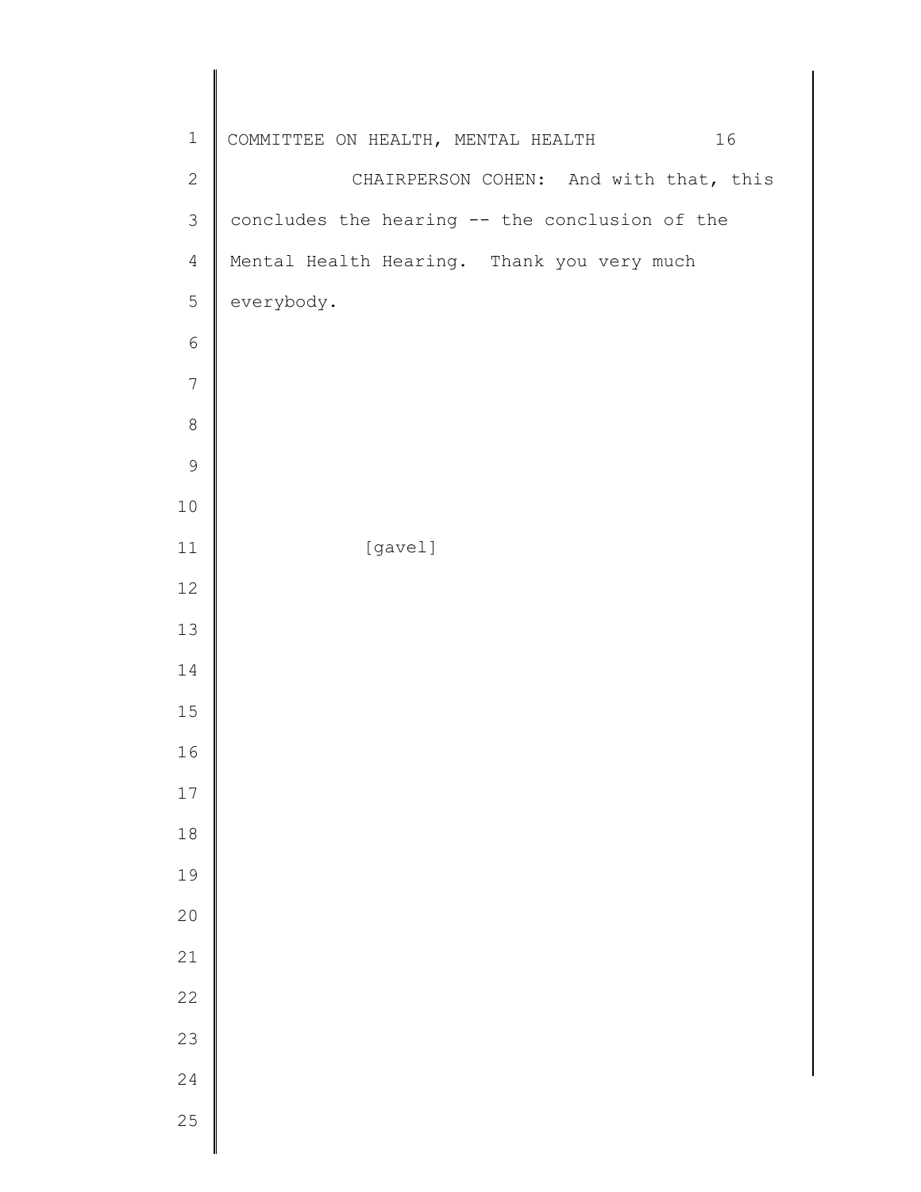CHAIRPERSON COHEN: And with that, this concludes the hearing -- the conclusion of the Mental Health Hearing. Thank you very much everybody.

[gavel]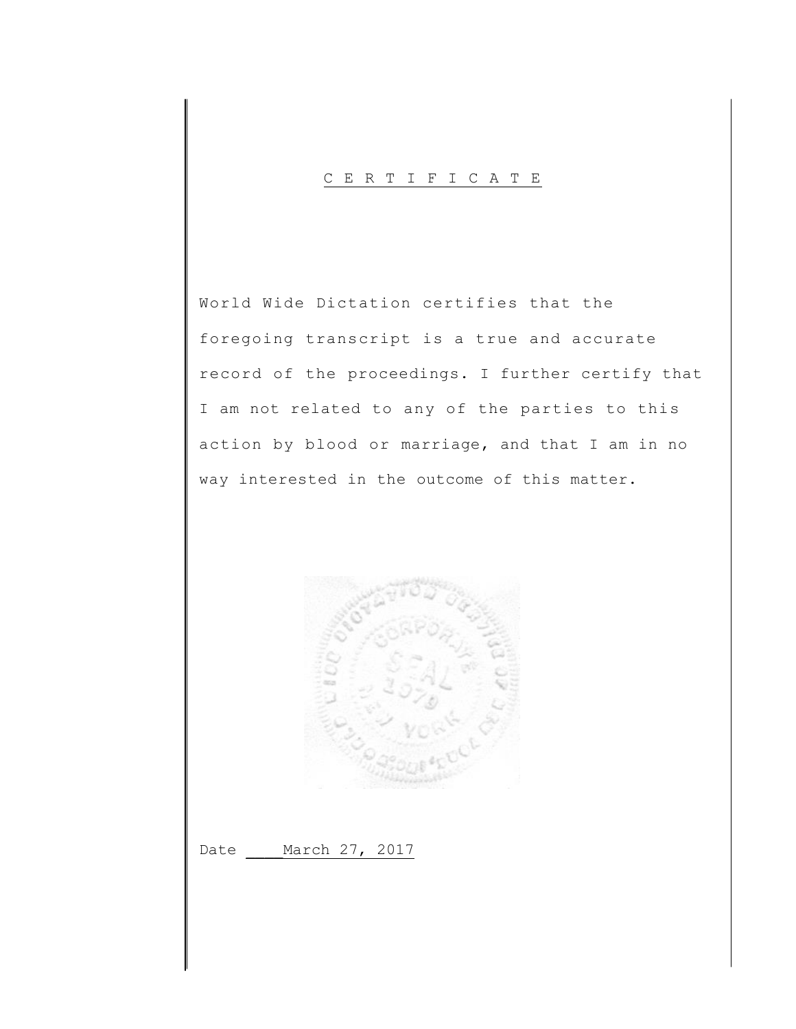# C E R T I F I C A T E

World Wide Dictation certifies that the foregoing transcript is a true and accurate record of the proceedings. I further certify that I am not related to any of the parties to this action by blood or marriage, and that I am in no way interested in the outcome of this matter.

Date March 27, 2017